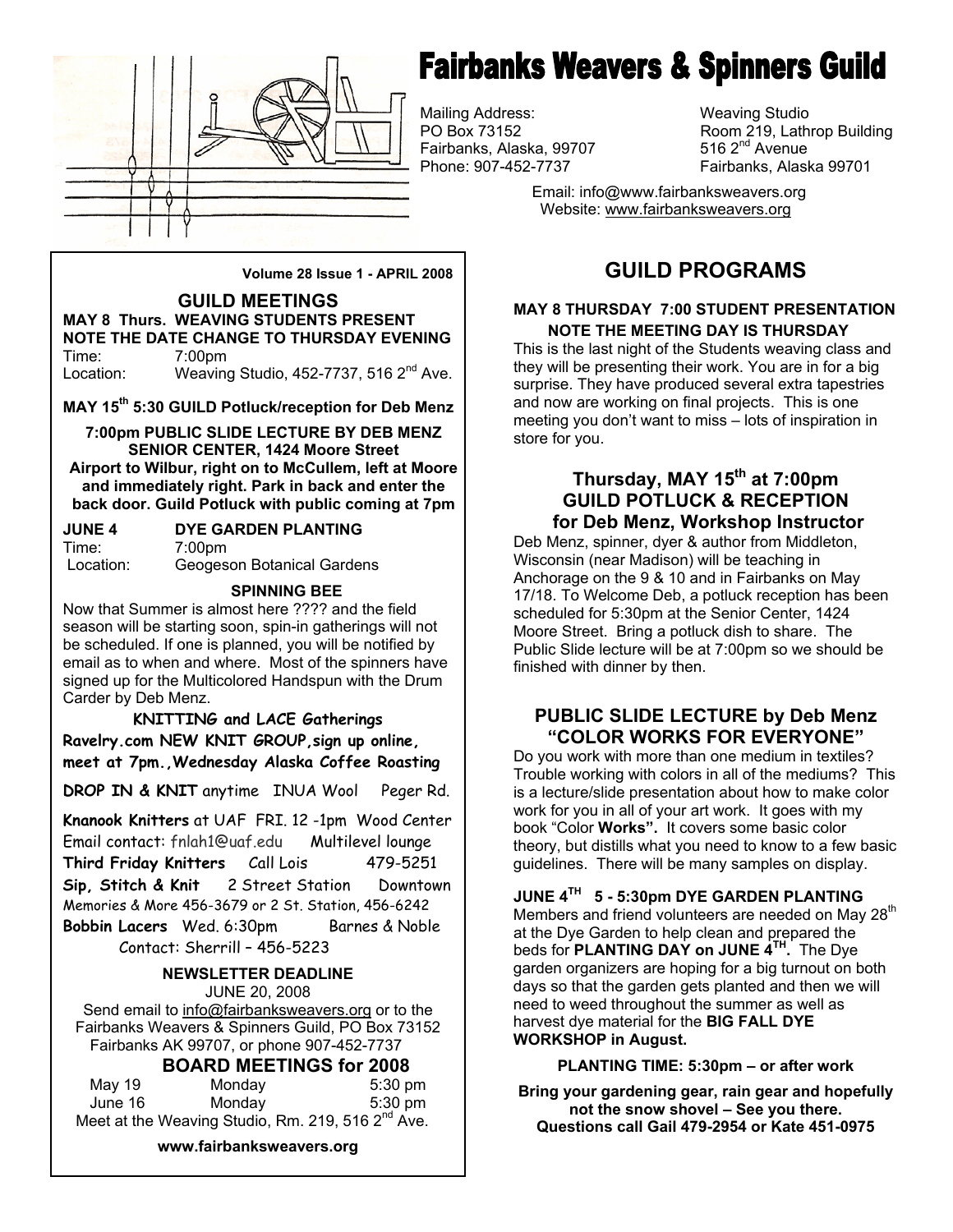# Fairbanks Weavers & Spinners Guild

Mailing Address:
PO Box 73152
Fairbanks, Alaska, 99707
Phone: 907-452-7737

Weaving Studio
Room 219, Lathrop Building
516 2nd Avenue
Fairbanks, Alaska 99701

Email: info@www.fairbanksweavers.org
Website: www.fairbanksweavers.org

**Volume 28 Issue 1 - APRIL 2008**

## GUILD MEETINGS

**MAY 8 Thurs. WEAVING STUDENTS PRESENT**
**NOTE THE DATE CHANGE TO THURSDAY EVENING**
Time: 7:00pm
Location: Weaving Studio, 452-7737, 516 2nd Ave.

**MAY 15th 5:30 GUILD Potluck/reception for Deb Menz**

**7:00pm PUBLIC SLIDE LECTURE BY DEB MENZ**
**SENIOR CENTER, 1424 Moore Street**
**Airport to Wilbur, right on to McCullem, left at Moore and immediately right. Park in back and enter the back door. Guild Potluck with public coming at 7pm**

**JUNE 4 DYE GARDEN PLANTING**
Time: 7:00pm
Location: Geogeson Botanical Gardens

### SPINNING BEE

Now that Summer is almost here ???? and the field season will be starting soon, spin-in gatherings will not be scheduled. If one is planned, you will be notified by email as to when and where. Most of the spinners have signed up for the Multicolored Handspun with the Drum Carder by Deb Menz.

### KNITTING and LACE Gatherings

**Ravelry.com NEW KNIT GROUP, sign up online, meet at 7pm., Wednesday Alaska Coffee Roasting**

**DROP IN & KNIT** anytime INUA Wool Peger Rd.

**Knanook Knitters** at UAF FRI. 12 -1pm Wood Center
Email contact: fnlah1@uaf.edu Multilevel lounge

**Third Friday Knitters** Call Lois 479-5251

**Sip, Stitch & Knit** 2 Street Station Downtown
Memories & More 456-3679 or 2 St. Station, 456-6242

**Bobbin Lacers** Wed. 6:30pm Barnes & Noble
Contact: Sherrill – 456-5223

### NEWSLETTER DEADLINE

JUNE 20, 2008

Send email to info@fairbanksweavers.org or to the Fairbanks Weavers & Spinners Guild, PO Box 73152 Fairbanks AK 99707, or phone 907-452-7737

### BOARD MEETINGS for 2008

| | | |
|---|---|---|
| May 19 | Monday | 5:30 pm |
| June 16 | Monday | 5:30 pm |

Meet at the Weaving Studio, Rm. 219, 516 2nd Ave.

**www.fairbanksweavers.org**

## GUILD PROGRAMS

**MAY 8 THURSDAY 7:00 STUDENT PRESENTATION**
**NOTE THE MEETING DAY IS THURSDAY**

This is the last night of the Students weaving class and they will be presenting their work. You are in for a big surprise. They have produced several extra tapestries and now are working on final projects. This is one meeting you don't want to miss – lots of inspiration in store for you.

### Thursday, MAY 15th at 7:00pm GUILD POTLUCK & RECEPTION for Deb Menz, Workshop Instructor

Deb Menz, spinner, dyer & author from Middleton, Wisconsin (near Madison) will be teaching in Anchorage on the 9 & 10 and in Fairbanks on May 17/18. To Welcome Deb, a potluck reception has been scheduled for 5:30pm at the Senior Center, 1424 Moore Street. Bring a potluck dish to share. The Public Slide lecture will be at 7:00pm so we should be finished with dinner by then.

### PUBLIC SLIDE LECTURE by Deb Menz "COLOR WORKS FOR EVERYONE"

Do you work with more than one medium in textiles? Trouble working with colors in all of the mediums? This is a lecture/slide presentation about how to make color work for you in all of your art work. It goes with my book "Color **Works".** It covers some basic color theory, but distills what you need to know to a few basic guidelines. There will be many samples on display.

**JUNE 4TH 5 - 5:30pm DYE GARDEN PLANTING**
Members and friend volunteers are needed on May 28th at the Dye Garden to help clean and prepared the beds for **PLANTING DAY on JUNE 4TH.** The Dye garden organizers are hoping for a big turnout on both days so that the garden gets planted and then we will need to weed throughout the summer as well as harvest dye material for the **BIG FALL DYE WORKSHOP in August.**

**PLANTING TIME: 5:30pm – or after work**

**Bring your gardening gear, rain gear and hopefully not the snow shovel – See you there.**
**Questions call Gail 479-2954 or Kate 451-0975**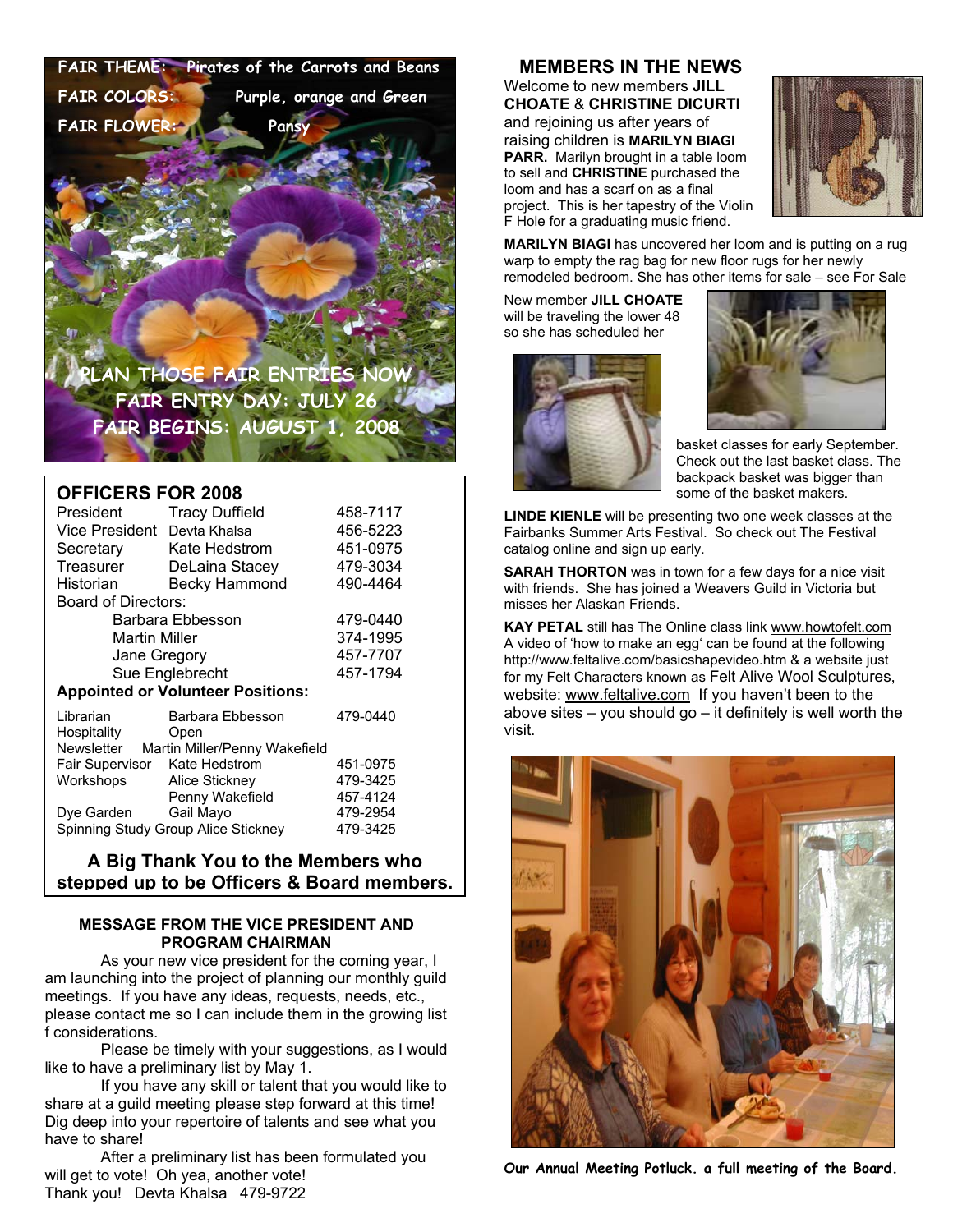FAIR THEME: Pirates of the Carrots and Beans

FAIR COLORS: Purple, orange and Green

FAIR FLOWER: Pansy

PLAN THOSE FAIR ENTRIES NOW

FAIR ENTRY DAY: JULY 26

FAIR BEGINS: AUGUST 1, 2008

## OFFICERS FOR 2008

| | | |
|---|---|---|
| President | Tracy Duffield | 458-7117 |
| Vice President | Devta Khalsa | 456-5223 |
| Secretary | Kate Hedstrom | 451-0975 |
| Treasurer | DeLaina Stacey | 479-3034 |
| Historian | Becky Hammond | 490-4464 |
| Board of Directors: | | |
| | Barbara Ebbesson | 479-0440 |
| | Martin Miller | 374-1995 |
| | Jane Gregory | 457-7707 |
| | Sue Englebrecht | 457-1794 |

**Appointed or Volunteer Positions:**

| | | |
|---|---|---|
| Librarian | Barbara Ebbesson | 479-0440 |
| Hospitality | Open | |
| Newsletter | Martin Miller/Penny Wakefield | |
| Fair Supervisor | Kate Hedstrom | 451-0975 |
| Workshops | Alice Stickney | 479-3425 |
| | Penny Wakefield | 457-4124 |
| Dye Garden | Gail Mayo | 479-2954 |
| Spinning Study Group | Alice Stickney | 479-3425 |

**A Big Thank You to the Members who stepped up to be Officers & Board members.**

### MESSAGE FROM THE VICE PRESIDENT AND PROGRAM CHAIRMAN

As your new vice president for the coming year, I am launching into the project of planning our monthly guild meetings. If you have any ideas, requests, needs, etc., please contact me so I can include them in the growing list f considerations.

Please be timely with your suggestions, as I would like to have a preliminary list by May 1.

If you have any skill or talent that you would like to share at a guild meeting please step forward at this time! Dig deep into your repertoire of talents and see what you have to share!

After a preliminary list has been formulated you will get to vote! Oh yea, another vote!

Thank you! Devta Khalsa 479-9722

## MEMBERS IN THE NEWS

Welcome to new members **JILL CHOATE** & **CHRISTINE DICURTI** and rejoining us after years of raising children is **MARILYN BIAGI PARR.** Marilyn brought in a table loom to sell and **CHRISTINE** purchased the loom and has a scarf on as a final project. This is her tapestry of the Violin F Hole for a graduating music friend.

**MARILYN BIAGI** has uncovered her loom and is putting on a rug warp to empty the rag bag for new floor rugs for her newly remodeled bedroom. She has other items for sale – see For Sale

New member **JILL CHOATE** will be traveling the lower 48 so she has scheduled her basket classes for early September. Check out the last basket class. The backpack basket was bigger than some of the basket makers.

**LINDE KIENLE** will be presenting two one week classes at the Fairbanks Summer Arts Festival. So check out The Festival catalog online and sign up early.

**SARAH THORTON** was in town for a few days for a nice visit with friends. She has joined a Weavers Guild in Victoria but misses her Alaskan Friends.

**KAY PETAL** still has The Online class link www.howtofelt.com A video of 'how to make an egg' can be found at the following http://www.feltalive.com/basicshapevideo.htm & a website just for my Felt Characters known as Felt Alive Wool Sculptures, website: www.feltalive.com If you haven't been to the above sites – you should go – it definitely is well worth the visit.

*Our Annual Meeting Potluck. a full meeting of the Board.*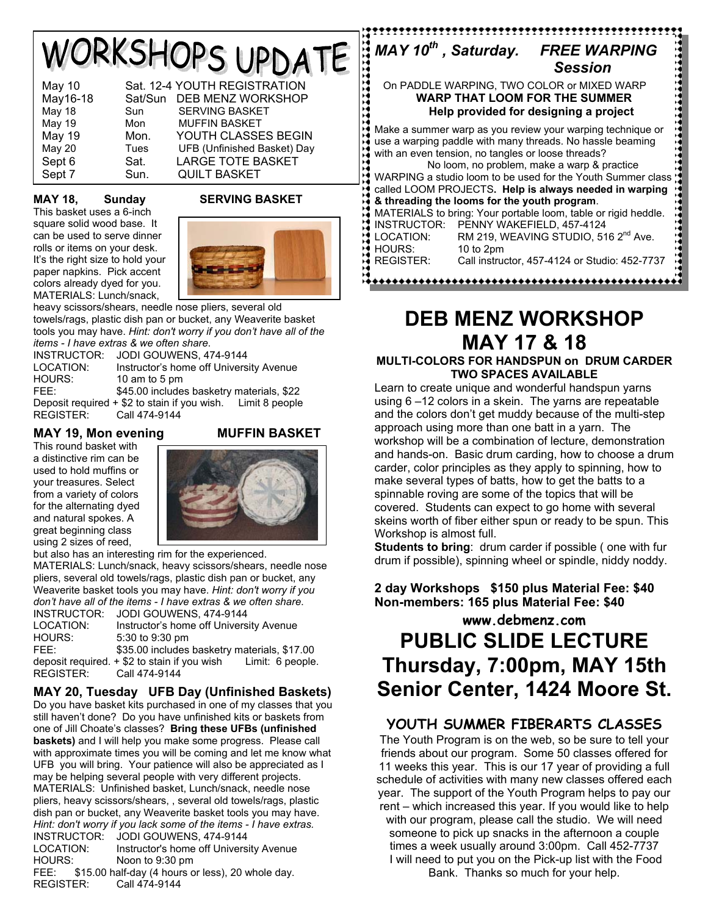# WORKSHOPS UPDATE

| | | |
|---|---|---|
| May 10 | Sat. 12-4 | YOUTH REGISTRATION |
| May16-18 | Sat/Sun | DEB MENZ WORKSHOP |
| May 18 | Sun | SERVING BASKET |
| May 19 | Mon | MUFFIN BASKET |
| May 19 | Mon. | YOUTH CLASSES BEGIN |
| May 20 | Tues | UFB (Unfinished Basket) Day |
| Sept 6 | Sat. | LARGE TOTE BASKET |
| Sept 7 | Sun. | QUILT BASKET |

**MAY 18, Sunday SERVING BASKET**

This basket uses a 6-inch square solid wood base. It can be used to serve dinner rolls or items on your desk. It's the right size to hold your paper napkins. Pick accent colors already dyed for you.

MATERIALS: Lunch/snack, heavy scissors/shears, needle nose pliers, several old towels/rags, plastic dish pan or bucket, any Weaverite basket tools you may have. *Hint: don't worry if you don't have all of the items - I have extras & we often share*.

INSTRUCTOR: JODI GOUWENS, 474-9144
LOCATION: Instructor's home off University Avenue
HOURS: 10 am to 5 pm
FEE: $45.00 includes basketry materials, $22 Deposit required + $2 to stain if you wish. Limit 8 people
REGISTER: Call 474-9144

**MAY 19, Mon evening MUFFIN BASKET**

This round basket with a distinctive rim can be used to hold muffins or your treasures. Select from a variety of colors for the alternating dyed and natural spokes. A great beginning class using 2 sizes of reed, but also has an interesting rim for the experienced.

MATERIALS: Lunch/snack, heavy scissors/shears, needle nose pliers, several old towels/rags, plastic dish pan or bucket, any Weaverite basket tools you may have. *Hint: don't worry if you don't have all of the items - I have extras & we often share.*

INSTRUCTOR: JODI GOUWENS, 474-9144
LOCATION: Instructor's home off University Avenue
HOURS: 5:30 to 9:30 pm
FEE: $35.00 includes basketry materials, $17.00 deposit required. + $2 to stain if you wish Limit: 6 people.
REGISTER: Call 474-9144

**MAY 20, Tuesday UFB Day (Unfinished Baskets)**

Do you have basket kits purchased in one of my classes that you still haven't done? Do you have unfinished kits or baskets from one of Jill Choate's classes? **Bring these UFBs (unfinished baskets)** and I will help you make some progress. Please call with approximate times you will be coming and let me know what UFB you will bring. Your patience will also be appreciated as I may be helping several people with very different projects.

MATERIALS: Unfinished basket, Lunch/snack, needle nose pliers, heavy scissors/shears, , several old towels/rags, plastic dish pan or bucket, any Weaverite basket tools you may have. *Hint: don't worry if you lack some of the items - I have extras.*

INSTRUCTOR: JODI GOUWENS, 474-9144
LOCATION: Instructor's home off University Avenue
HOURS: Noon to 9:30 pm
FEE: $15.00 half-day (4 hours or less), 20 whole day.
REGISTER: Call 474-9144

***MAY 10th , Saturday. FREE WARPING Session***

On PADDLE WARPING, TWO COLOR or MIXED WARP
**WARP THAT LOOM FOR THE SUMMER**
**Help provided for designing a project**

Make a summer warp as you review your warping technique or use a warping paddle with many threads. No hassle beaming with an even tension, no tangles or loose threads?

No loom, no problem, make a warp & practice WARPING a studio loom to be used for the Youth Summer class called LOOM PROJECTS**. Help is always needed in warping & threading the looms for the youth program**.

MATERIALS to bring: Your portable loom, table or rigid heddle.
INSTRUCTOR: PENNY WAKEFIELD, 457-4124
LOCATION: RM 219, WEAVING STUDIO, 516 2nd Ave.
HOURS: 10 to 2pm
REGISTER: Call instructor, 457-4124 or Studio: 452-7737

# DEB MENZ WORKSHOP MAY 17 & 18

**MULTI-COLORS FOR HANDSPUN on DRUM CARDER**
**TWO SPACES AVAILABLE**

Learn to create unique and wonderful handspun yarns using 6 –12 colors in a skein. The yarns are repeatable and the colors don't get muddy because of the multi-step approach using more than one batt in a yarn. The workshop will be a combination of lecture, demonstration and hands-on. Basic drum carding, how to choose a drum carder, color principles as they apply to spinning, how to make several types of batts, how to get the batts to a spinnable roving are some of the topics that will be covered. Students can expect to go home with several skeins worth of fiber either spun or ready to be spun. This Workshop is almost full.

**Students to bring**: drum carder if possible ( one with fur drum if possible), spinning wheel or spindle, niddy noddy.

**2 day Workshops $150 plus Material Fee: $40**
**Non-members: 165 plus Material Fee: $40**

**www.debmenz.com**

# PUBLIC SLIDE LECTURE Thursday, 7:00pm, MAY 15th Senior Center, 1424 Moore St.

## YOUTH SUMMER FIBERARTS CLASSES

The Youth Program is on the web, so be sure to tell your friends about our program. Some 50 classes offered for 11 weeks this year. This is our 17 year of providing a full schedule of activities with many new classes offered each year. The support of the Youth Program helps to pay our rent – which increased this year. If you would like to help with our program, please call the studio. We will need someone to pick up snacks in the afternoon a couple times a week usually around 3:00pm. Call 452-7737 I will need to put you on the Pick-up list with the Food Bank. Thanks so much for your help.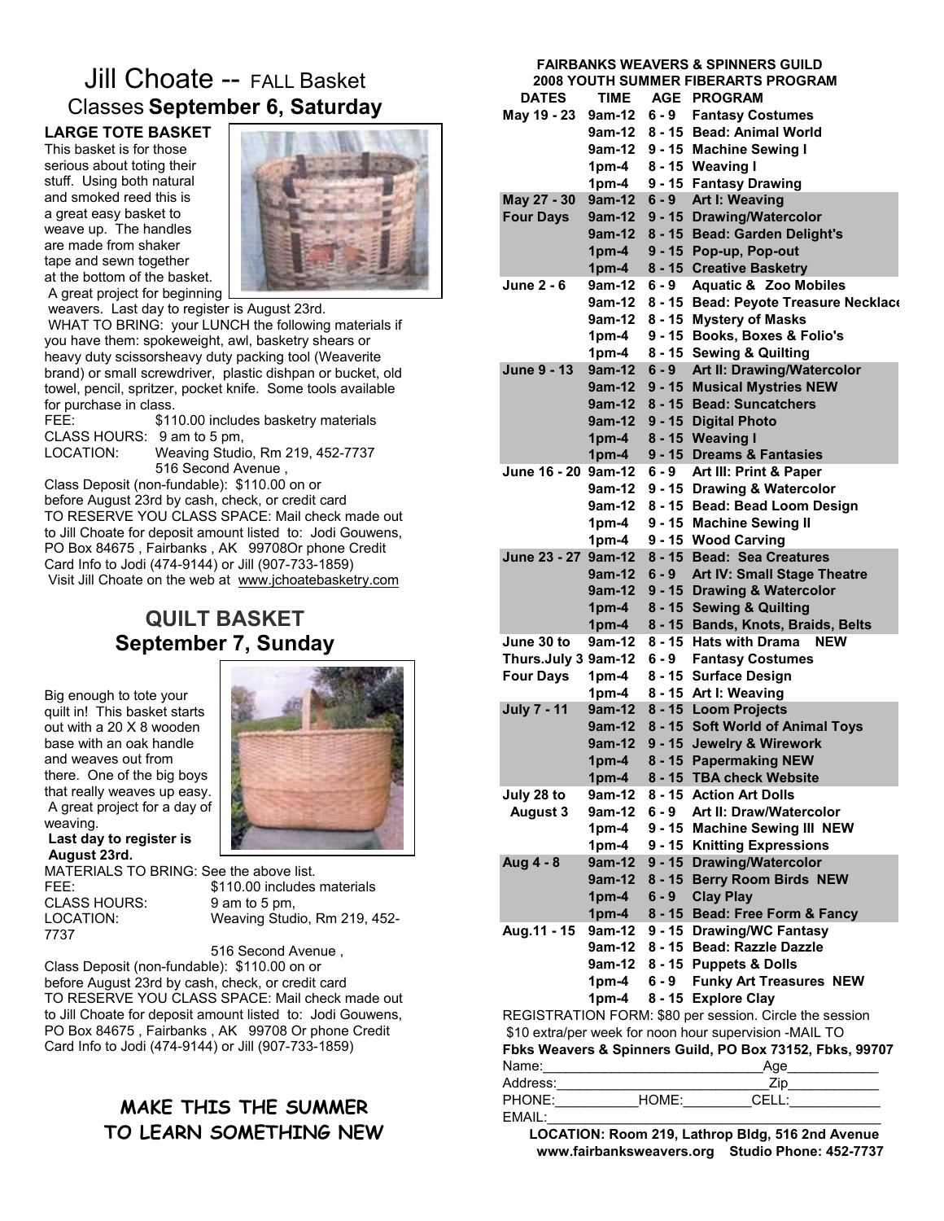# Jill Choate -- FALL Basket Classes **September 6, Saturday**

**LARGE TOTE BASKET**

This basket is for those serious about toting their stuff. Using both natural and smoked reed this is a great easy basket to weave up. The handles are made from shaker tape and sewn together at the bottom of the basket. A great project for beginning weavers. Last day to register is August 23rd.

WHAT TO BRING: your LUNCH the following materials if you have them: spokeweight, awl, basketry shears or heavy duty scissorsheavy duty packing tool (Weaverite brand) or small screwdriver, plastic dishpan or bucket, old towel, pencil, spritzer, pocket knife. Some tools available for purchase in class.

FEE: $110.00 includes basketry materials
CLASS HOURS: 9 am to 5 pm,
LOCATION: Weaving Studio, Rm 219, 452-7737
516 Second Avenue ,

Class Deposit (non-fundable): $110.00 on or before August 23rd by cash, check, or credit card
TO RESERVE YOU CLASS SPACE: Mail check made out to Jill Choate for deposit amount listed to: Jodi Gouwens, PO Box 84675 , Fairbanks , AK 99708Or phone Credit Card Info to Jodi (474-9144) or Jill (907-733-1859)
Visit Jill Choate on the web at www.jchoatebasketry.com

## QUILT BASKET
## September 7, Sunday

Big enough to tote your quilt in! This basket starts out with a 20 X 8 wooden base with an oak handle and weaves out from there. One of the big boys that really weaves up easy. A great project for a day of weaving.

**Last day to register is August 23rd.**

MATERIALS TO BRING: See the above list.
FEE: $110.00 includes materials
CLASS HOURS: 9 am to 5 pm,
LOCATION: Weaving Studio, Rm 219, 452-7737
516 Second Avenue ,

Class Deposit (non-fundable): $110.00 on or before August 23rd by cash, check, or credit card
TO RESERVE YOU CLASS SPACE: Mail check made out to Jill Choate for deposit amount listed to: Jodi Gouwens, PO Box 84675 , Fairbanks , AK 99708 Or phone Credit Card Info to Jodi (474-9144) or Jill (907-733-1859)

**MAKE THIS THE SUMMER TO LEARN SOMETHING NEW**

**FAIRBANKS WEAVERS & SPINNERS GUILD**
**2008 YOUTH SUMMER FIBERARTS PROGRAM**

| DATES | TIME | AGE | PROGRAM |
|---|---|---|---|
| May 19 - 23 | 9am-12 | 6 - 9 | Fantasy Costumes |
| | 9am-12 | 8 - 15 | Bead: Animal World |
| | 9am-12 | 9 - 15 | Machine Sewing I |
| | 1pm-4 | 8 - 15 | Weaving I |
| | 1pm-4 | 9 - 15 | Fantasy Drawing |
| May 27 - 30 | 9am-12 | 6 - 9 | Art I: Weaving |
| Four Days | 9am-12 | 9 - 15 | Drawing/Watercolor |
| | 9am-12 | 8 - 15 | Bead: Garden Delight's |
| | 1pm-4 | 9 - 15 | Pop-up, Pop-out |
| | 1pm-4 | 8 - 15 | Creative Basketry |
| June 2 - 6 | 9am-12 | 6 - 9 | Aquatic & Zoo Mobiles |
| | 9am-12 | 8 - 15 | Bead: Peyote Treasure Necklace |
| | 9am-12 | 8 - 15 | Mystery of Masks |
| | 1pm-4 | 9 - 15 | Books, Boxes & Folio's |
| | 1pm-4 | 8 - 15 | Sewing & Quilting |
| June 9 - 13 | 9am-12 | 6 - 9 | Art II: Drawing/Watercolor |
| | 9am-12 | 9 - 15 | Musical Mystries NEW |
| | 9am-12 | 8 - 15 | Bead: Suncatchers |
| | 9am-12 | 9 - 15 | Digital Photo |
| | 1pm-4 | 8 - 15 | Weaving I |
| | 1pm-4 | 9 - 15 | Dreams & Fantasies |
| June 16 - 20 | 9am-12 | 6 - 9 | Art III: Print & Paper |
| | 9am-12 | 9 - 15 | Drawing & Watercolor |
| | 9am-12 | 8 - 15 | Bead: Bead Loom Design |
| | 1pm-4 | 9 - 15 | Machine Sewing II |
| | 1pm-4 | 9 - 15 | Wood Carving |
| June 23 - 27 | 9am-12 | 8 - 15 | Bead: Sea Creatures |
| | 9am-12 | 6 - 9 | Art IV: Small Stage Theatre |
| | 9am-12 | 9 - 15 | Drawing & Watercolor |
| | 1pm-4 | 8 - 15 | Sewing & Quilting |
| | 1pm-4 | 8 - 15 | Bands, Knots, Braids, Belts |
| June 30 to | 9am-12 | 8 - 15 | Hats with Drama NEW |
| Thurs.July 3 | 9am-12 | 6 - 9 | Fantasy Costumes |
| Four Days | 1pm-4 | 8 - 15 | Surface Design |
| | 1pm-4 | 8 - 15 | Art I: Weaving |
| July 7 - 11 | 9am-12 | 8 - 15 | Loom Projects |
| | 9am-12 | 8 - 15 | Soft World of Animal Toys |
| | 9am-12 | 9 - 15 | Jewelry & Wirework |
| | 1pm-4 | 8 - 15 | Papermaking NEW |
| | 1pm-4 | 8 - 15 | TBA check Website |
| July 28 to | 9am-12 | 8 - 15 | Action Art Dolls |
| August 3 | 9am-12 | 6 - 9 | Art II: Draw/Watercolor |
| | 1pm-4 | 9 - 15 | Machine Sewing III NEW |
| | 1pm-4 | 9 - 15 | Knitting Expressions |
| Aug 4 - 8 | 9am-12 | 9 - 15 | Drawing/Watercolor |
| | 9am-12 | 8 - 15 | Berry Room Birds NEW |
| | 1pm-4 | 6 - 9 | Clay Play |
| | 1pm-4 | 8 - 15 | Bead: Free Form & Fancy |
| Aug.11 - 15 | 9am-12 | 9 - 15 | Drawing/WC Fantasy |
| | 9am-12 | 8 - 15 | Bead: Razzle Dazzle |
| | 9am-12 | 8 - 15 | Puppets & Dolls |
| | 1pm-4 | 6 - 9 | Funky Art Treasures NEW |
| | 1pm-4 | 8 - 15 | Explore Clay |

REGISTRATION FORM: $80 per session. Circle the session
$10 extra/per week for noon hour supervision -MAIL TO
**Fbks Weavers & Spinners Guild, PO Box 73152, Fbks, 99707**

Name:\_\_\_\_\_\_\_\_\_\_\_\_\_\_\_\_\_\_\_\_\_\_\_\_\_\_\_\_\_\_Age\_\_\_\_\_\_\_\_\_\_\_\_
Address:\_\_\_\_\_\_\_\_\_\_\_\_\_\_\_\_\_\_\_\_\_\_\_\_\_\_\_\_Zip\_\_\_\_\_\_\_\_\_\_\_\_
PHONE:\_\_\_\_\_\_\_\_\_\_\_HOME:\_\_\_\_\_\_\_\_\_CELL:\_\_\_\_\_\_\_\_\_\_\_\_
EMAIL:\_\_\_\_\_\_\_\_\_\_\_\_\_\_\_\_\_\_\_\_\_\_\_\_\_\_\_\_\_\_\_\_\_\_\_\_\_\_\_\_\_\_\_\_

**LOCATION: Room 219, Lathrop Bldg, 516 2nd Avenue**
**www.fairbanksweavers.org Studio Phone: 452-7737**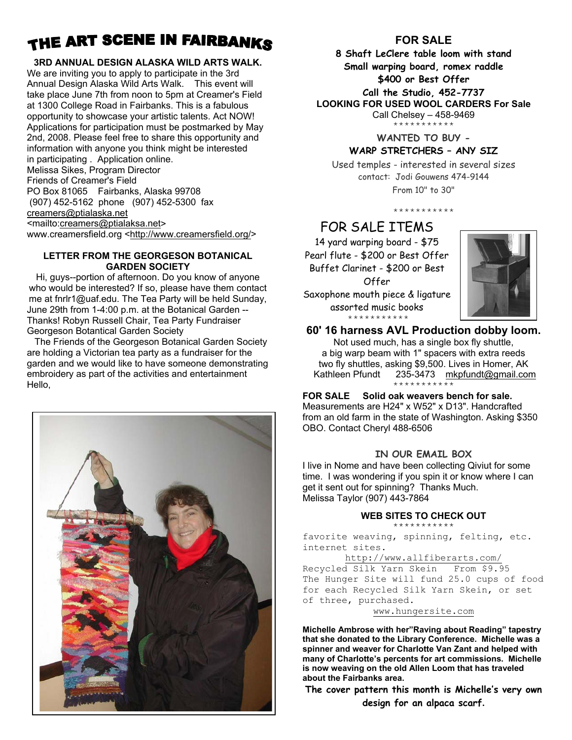# THE ART SCENE IN FAIRBANKS

**3RD ANNUAL DESIGN ALASKA WILD ARTS WALK.**

We are inviting you to apply to participate in the 3rd Annual Design Alaska Wild Arts Walk. This event will take place June 7th from noon to 5pm at Creamer's Field at 1300 College Road in Fairbanks. This is a fabulous opportunity to showcase your artistic talents. Act NOW! Applications for participation must be postmarked by May 2nd, 2008. Please feel free to share this opportunity and information with anyone you think might be interested in participating . Application online.
Melissa Sikes, Program Director
Friends of Creamer's Field
PO Box 81065 Fairbanks, Alaska 99708
(907) 452-5162 phone (907) 452-5300 fax
creamers@ptialaska.net
<mailto:creamers@ptialaksa.net>
www.creamersfield.org <http://www.creamersfield.org/>

**LETTER FROM THE GEORGESON BOTANICAL GARDEN SOCIETY**

Hi, guys--portion of afternoon. Do you know of anyone who would be interested? If so, please have them contact me at fnrlr1@uaf.edu. The Tea Party will be held Sunday, June 29th from 1-4:00 p.m. at the Botanical Garden -- Thanks! Robyn Russell Chair, Tea Party Fundraiser Georgeson Botantical Garden Society

The Friends of the Georgeson Botanical Garden Society are holding a Victorian tea party as a fundraiser for the garden and we would like to have someone demonstrating embroidery as part of the activities and entertainment Hello,

**Michelle Ambrose with her"Raving about Reading" tapestry that she donated to the Library Conference. Michelle was a spinner and weaver for Charlotte Van Zant and helped with many of Charlotte's percents for art commissions. Michelle is now weaving on the old Allen Loom that has traveled about the Fairbanks area.**

**The cover pattern this month is Michelle's very own design for an alpaca scarf.**

## FOR SALE

**8 Shaft LeClere table loom with stand**
**Small warping board, romex raddle**
**$400 or Best Offer**
**Call the Studio, 452-7737**

**LOOKING FOR USED WOOL CARDERS For Sale**
Call Chelsey – 458-9469

***********

**WANTED TO BUY -**
**WARP STRETCHERS – ANY SIZ**

Used temples - interested in several sizes
contact: Jodi Gouwens 474-9144
From 10" to 30"

***********

## FOR SALE ITEMS

14 yard warping board - $75
Pearl flute - $200 or Best Offer
Buffet Clarinet - $200 or Best Offer
Saxophone mouth piece & ligature
assorted music books

***********

**60' 16 harness AVL Production dobby loom.**
Not used much, has a single box fly shuttle, a big warp beam with 1" spacers with extra reeds two fly shuttles, asking $9,500. Lives in Homer, AK
Kathleen Pfundt 235-3473 mkpfundt@gmail.com

***********

**FOR SALE Solid oak weavers bench for sale.** Measurements are H24" x W52" x D13". Handcrafted from an old farm in the state of Washington. Asking $350 OBO. Contact Cheryl 488-6506

### IN OUR EMAIL BOX

I live in Nome and have been collecting Qiviut for some time. I was wondering if you spin it or know where I can get it sent out for spinning? Thanks Much.
Melissa Taylor (907) 443-7864

### WEB SITES TO CHECK OUT

***********

favorite weaving, spinning, felting, etc. internet sites.

http://www.allfiberarts.com/

Recycled Silk Yarn Skein From $9.95
The Hunger Site will fund 25.0 cups of food for each Recycled Silk Yarn Skein, or set of three, purchased.

www.hungersite.com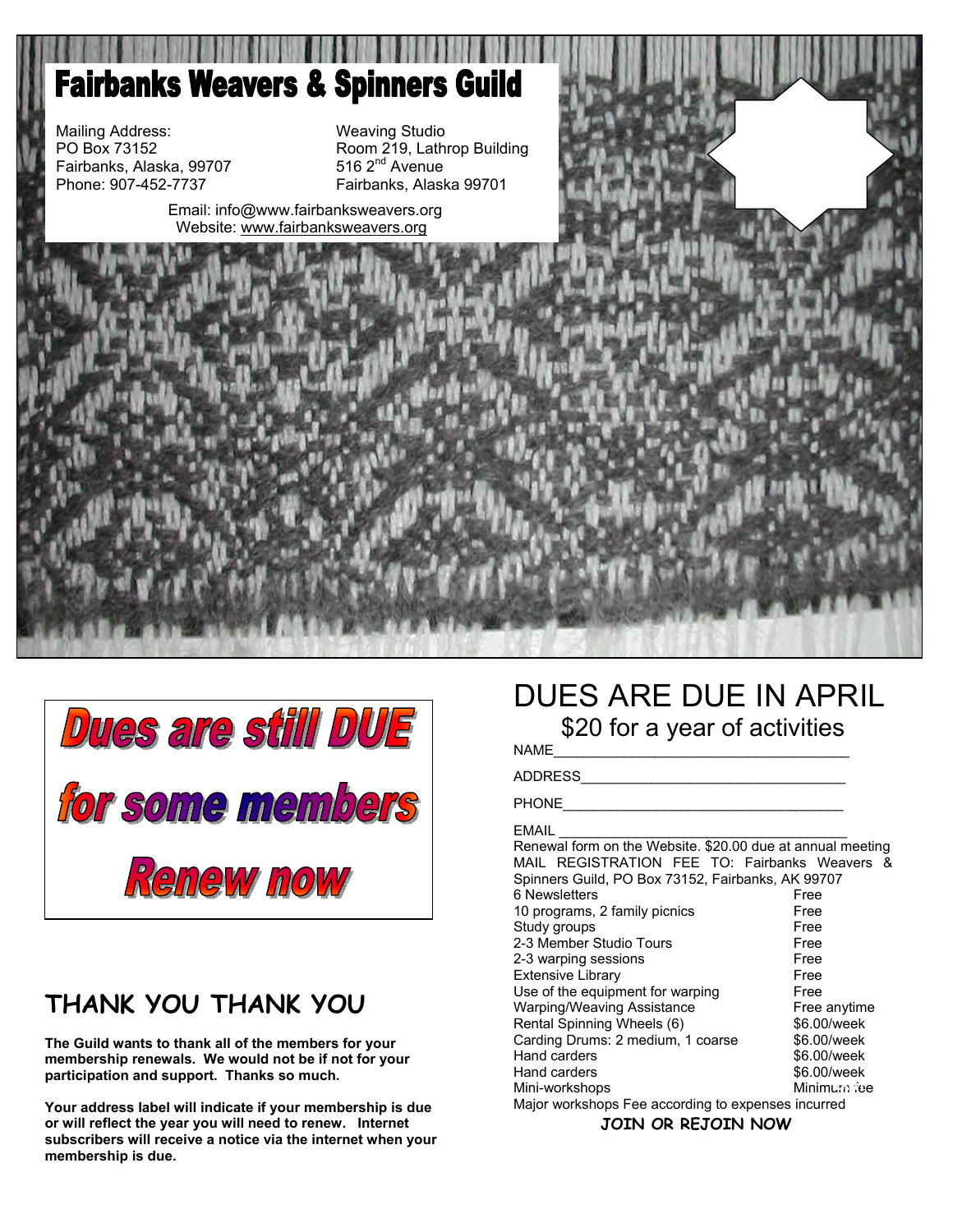# Fairbanks Weavers & Spinners Guild

Mailing Address:
PO Box 73152
Fairbanks, Alaska, 99707
Phone: 907-452-7737

Weaving Studio
Room 219, Lathrop Building
516 2nd Avenue
Fairbanks, Alaska 99701

Email: info@www.fairbanksweavers.org
Website: www.fairbanksweavers.org

**Dues are still DUE for some members Renew now**

## THANK YOU THANK YOU

**The Guild wants to thank all of the members for your membership renewals. We would not be if not for your participation and support. Thanks so much.**

**Your address label will indicate if your membership is due or will reflect the year you will need to renew. Internet subscribers will receive a notice via the internet when your membership is due.**

## DUES ARE DUE IN APRIL

### $20 for a year of activities

NAME___________________________________

ADDRESS_________________________________

PHONE__________________________________

EMAIL __________________________________

Renewal form on the Website. $20.00 due at annual meeting

MAIL REGISTRATION FEE TO: Fairbanks Weavers & Spinners Guild, PO Box 73152, Fairbanks, AK 99707

| | |
|---|---|
| 6 Newsletters | Free |
| 10 programs, 2 family picnics | Free |
| Study groups | Free |
| 2-3 Member Studio Tours | Free |
| 2-3 warping sessions | Free |
| Extensive Library | Free |
| Use of the equipment for warping | Free |
| Warping/Weaving Assistance | Free anytime |
| Rental Spinning Wheels (6) | $6.00/week |
| Carding Drums: 2 medium, 1 coarse | $6.00/week |
| Hand carders | $6.00/week |
| Hand carders | $6.00/week |
| Mini-workshops | Minimum fee |

Major workshops Fee according to expenses incurred

**JOIN OR REJOIN NOW**